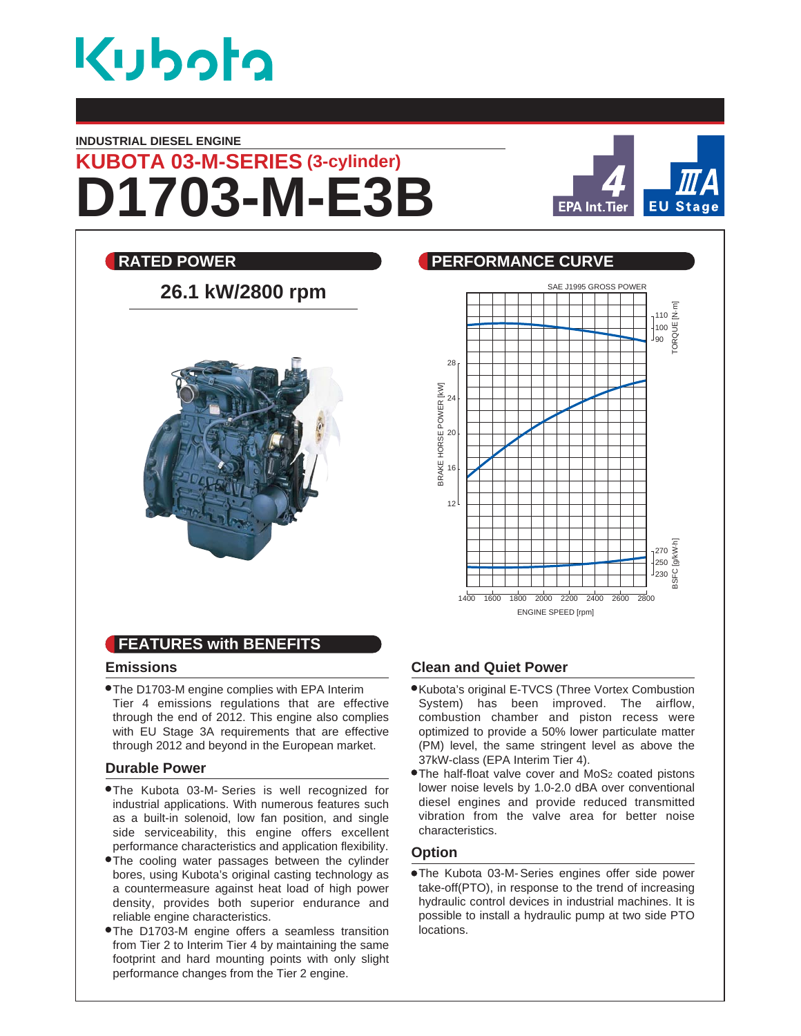# Kubota

**INDUSTRIAL DIESEL ENGINE**

## KUBOTA 03-M-SERIES (3-cylinder)

# D1703-M-E3B

EPA Int.Tier 4 | EU Stage IIIA

## RATED POWER

**26.1 kW/2800 rpm**

## PERFORMANCE CURVE

SAE J1995 GROSS POWER

TORQUE [N-m]: 90, 100, 110

BRAKE HORSE POWER [kW]: 12, 16, 20, 24, 28

BSFC [g/kW-h]: 230, 250, 270

ENGINE SPEED [rpm]: 1400, 1600, 1800, 2000, 2200, 2400, 2600, 2800

## FEATURES with BENEFITS

### Emissions

- The D1703-M engine complies with EPA Interim Tier 4 emissions regulations that are effective through the end of 2012. This engine also complies with EU Stage 3A requirements that are effective through 2012 and beyond in the European market.

### Durable Power

- The Kubota 03-M- Series is well recognized for industrial applications. With numerous features such as a built-in solenoid, low fan position, and single side serviceability, this engine offers excellent performance characteristics and application flexibility.
- The cooling water passages between the cylinder bores, using Kubota's original casting technology as a countermeasure against heat load of high power density, provides both superior endurance and reliable engine characteristics.
- The D1703-M engine offers a seamless transition from Tier 2 to Interim Tier 4 by maintaining the same footprint and hard mounting points with only slight performance changes from the Tier 2 engine.

### Clean and Quiet Power

- Kubota's original E-TVCS (Three Vortex Combustion System) has been improved. The airflow, combustion chamber and piston recess were optimized to provide a 50% lower particulate matter (PM) level, the same stringent level as above the 37kW-class (EPA Interim Tier 4).
- The half-float valve cover and $MoS_2$ coated pistons lower noise levels by 1.0-2.0 dBA over conventional diesel engines and provide reduced transmitted vibration from the valve area for better noise characteristics.

### Option

- The Kubota 03-M- Series engines offer side power take-off(PTO), in response to the trend of increasing hydraulic control devices in industrial machines. It is possible to install a hydraulic pump at two side PTO locations.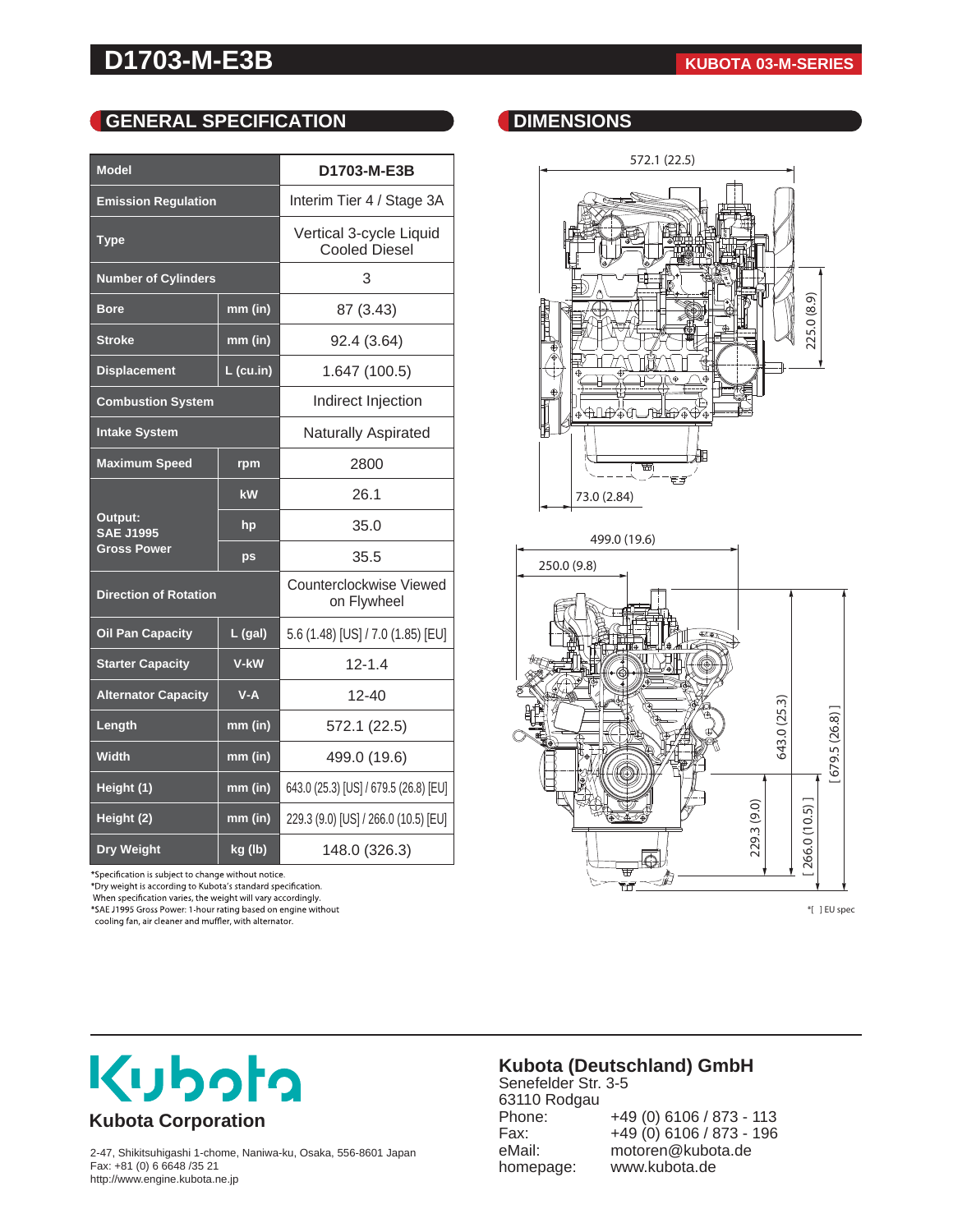# D1703-M-E3B

KUBOTA 03-M-SERIES

## GENERAL SPECIFICATION

| | | |
|---|---|---|
| Model | | D1703-M-E3B |
| Emission Regulation | | Interim Tier 4 / Stage 3A |
| Type | | Vertical 3-cycle Liquid Cooled Diesel |
| Number of Cylinders | | 3 |
| Bore | mm (in) | 87 (3.43) |
| Stroke | mm (in) | 92.4 (3.64) |
| Displacement | L (cu.in) | 1.647 (100.5) |
| Combustion System | | Indirect Injection |
| Intake System | | Naturally Aspirated |
| Maximum Speed | rpm | 2800 |
| Output: SAE J1995 Gross Power | kW | 26.1 |
| | hp | 35.0 |
| | ps | 35.5 |
| Direction of Rotation | | Counterclockwise Viewed on Flywheel |
| Oil Pan Capacity | L (gal) | 5.6 (1.48) [US] / 7.0 (1.85) [EU] |
| Starter Capacity | V-kW | 12-1.4 |
| Alternator Capacity | V-A | 12-40 |
| Length | mm (in) | 572.1 (22.5) |
| Width | mm (in) | 499.0 (19.6) |
| Height (1) | mm (in) | 643.0 (25.3) [US] / 679.5 (26.8) [EU] |
| Height (2) | mm (in) | 229.3 (9.0) [US] / 266.0 (10.5) [EU] |
| Dry Weight | kg (lb) | 148.0 (326.3) |

*Specification is subject to change without notice.
*Dry weight is according to Kubota's standard specification.
When specification varies, the weight will vary accordingly.
*SAE J1995 Gross Power: 1-hour rating based on engine without cooling fan, air cleaner and muffler, with alternator.

## DIMENSIONS

572.1 (22.5)
225.0 (8.9)
73.0 (2.84)

499.0 (19.6)
250.0 (9.8)
643.0 (25.3)
[ 679.5 (26.8) ]
229.3 (9.0)
[ 266.0 (10.5) ]

*[ ] EU spec

---

**Kubota**

**Kubota Corporation**

2-47, Shikitsuhigashi 1-chome, Naniwa-ku, Osaka, 556-8601 Japan
Fax: +81 (0) 6 6648 /35 21
http://www.engine.kubota.ne.jp

**Kubota (Deutschland) GmbH**
Senefelder Str. 3-5
63110 Rodgau

| | |
|---|---|
| Phone: | +49 (0) 6106 / 873 - 113 |
| Fax: | +49 (0) 6106 / 873 - 196 |
| eMail: | motoren@kubota.de |
| homepage: | www.kubota.de |